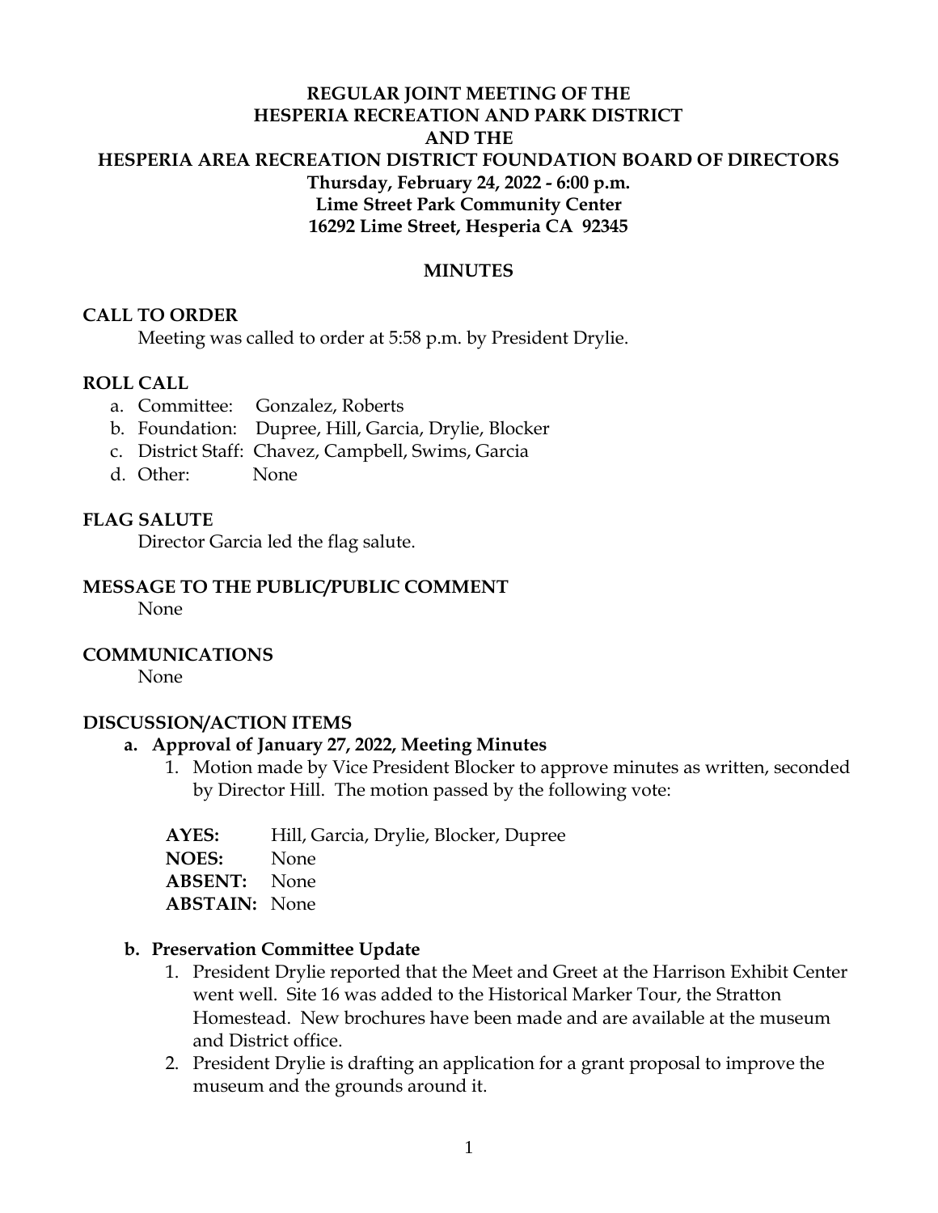# REGULAR JOINT MEETING OF THE HESPERIA RECREATION AND PARK DISTRICT AND THE HESPERIA AREA RECREATION DISTRICT FOUNDATION BOARD OF DIRECTORS

**Thursday, February 24, 2022 - 6:00 p.m.**
**Lime Street Park Community Center**
**16292 Lime Street, Hesperia CA 92345**

## MINUTES

### CALL TO ORDER

Meeting was called to order at 5:58 p.m. by President Drylie.

### ROLL CALL

a. Committee: Gonzalez, Roberts
b. Foundation: Dupree, Hill, Garcia, Drylie, Blocker
c. District Staff: Chavez, Campbell, Swims, Garcia
d. Other: None

### FLAG SALUTE

Director Garcia led the flag salute.

### MESSAGE TO THE PUBLIC/PUBLIC COMMENT

None

### COMMUNICATIONS

None

### DISCUSSION/ACTION ITEMS

**a. Approval of January 27, 2022, Meeting Minutes**

1. Motion made by Vice President Blocker to approve minutes as written, seconded by Director Hill. The motion passed by the following vote:

**AYES:** Hill, Garcia, Drylie, Blocker, Dupree
**NOES:** None
**ABSENT:** None
**ABSTAIN:** None

**b. Preservation Committee Update**

1. President Drylie reported that the Meet and Greet at the Harrison Exhibit Center went well. Site 16 was added to the Historical Marker Tour, the Stratton Homestead. New brochures have been made and are available at the museum and District office.
2. President Drylie is drafting an application for a grant proposal to improve the museum and the grounds around it.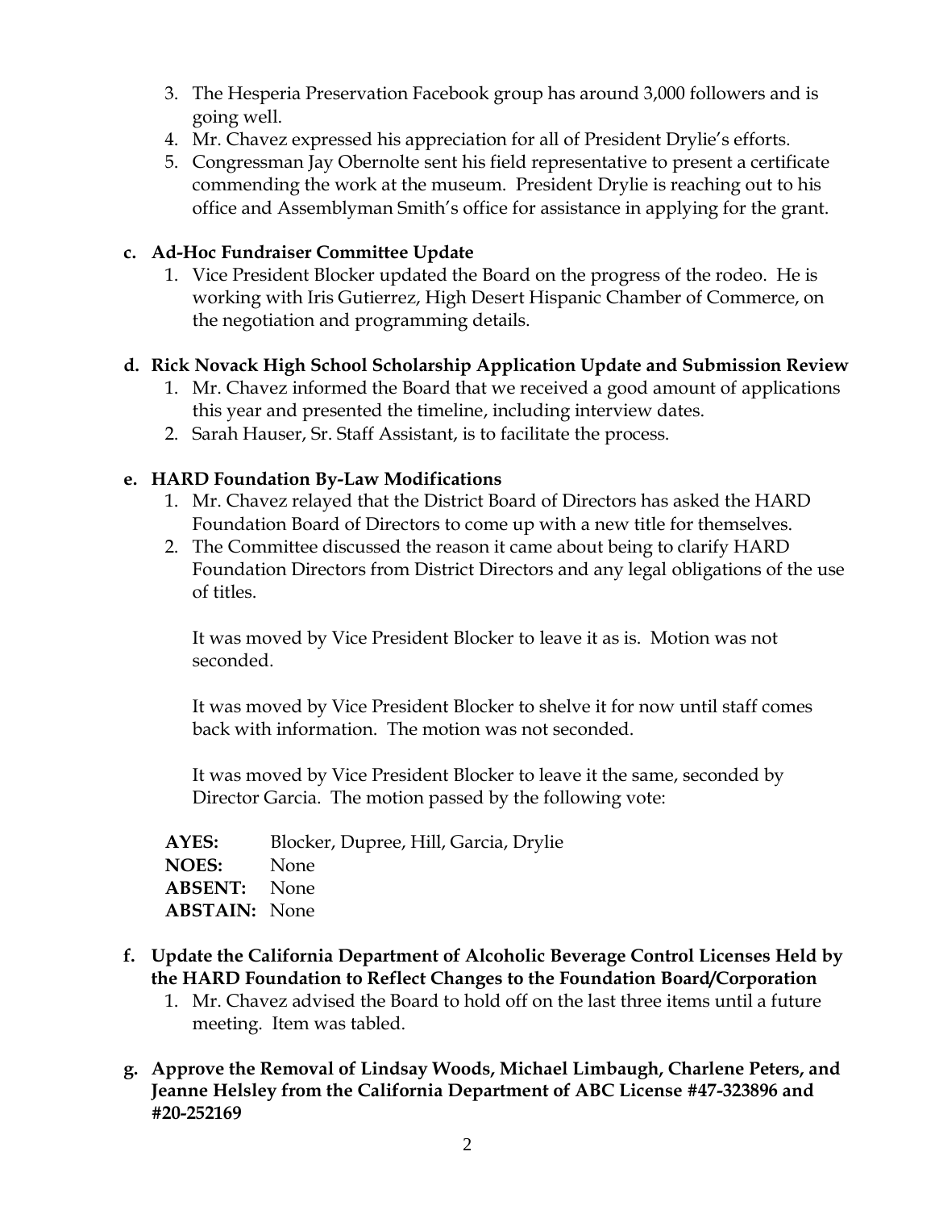3. The Hesperia Preservation Facebook group has around 3,000 followers and is going well.
4. Mr. Chavez expressed his appreciation for all of President Drylie's efforts.
5. Congressman Jay Obernolte sent his field representative to present a certificate commending the work at the museum. President Drylie is reaching out to his office and Assemblyman Smith's office for assistance in applying for the grant.

**c. Ad-Hoc Fundraiser Committee Update**

1. Vice President Blocker updated the Board on the progress of the rodeo. He is working with Iris Gutierrez, High Desert Hispanic Chamber of Commerce, on the negotiation and programming details.

**d. Rick Novack High School Scholarship Application Update and Submission Review**

1. Mr. Chavez informed the Board that we received a good amount of applications this year and presented the timeline, including interview dates.
2. Sarah Hauser, Sr. Staff Assistant, is to facilitate the process.

**e. HARD Foundation By-Law Modifications**

1. Mr. Chavez relayed that the District Board of Directors has asked the HARD Foundation Board of Directors to come up with a new title for themselves.
2. The Committee discussed the reason it came about being to clarify HARD Foundation Directors from District Directors and any legal obligations of the use of titles.

It was moved by Vice President Blocker to leave it as is. Motion was not seconded.

It was moved by Vice President Blocker to shelve it for now until staff comes back with information. The motion was not seconded.

It was moved by Vice President Blocker to leave it the same, seconded by Director Garcia. The motion passed by the following vote:

**AYES:** Blocker, Dupree, Hill, Garcia, Drylie
**NOES:** None
**ABSENT:** None
**ABSTAIN:** None

**f. Update the California Department of Alcoholic Beverage Control Licenses Held by the HARD Foundation to Reflect Changes to the Foundation Board/Corporation**

1. Mr. Chavez advised the Board to hold off on the last three items until a future meeting. Item was tabled.

**g. Approve the Removal of Lindsay Woods, Michael Limbaugh, Charlene Peters, and Jeanne Helsley from the California Department of ABC License #47-323896 and #20-252169**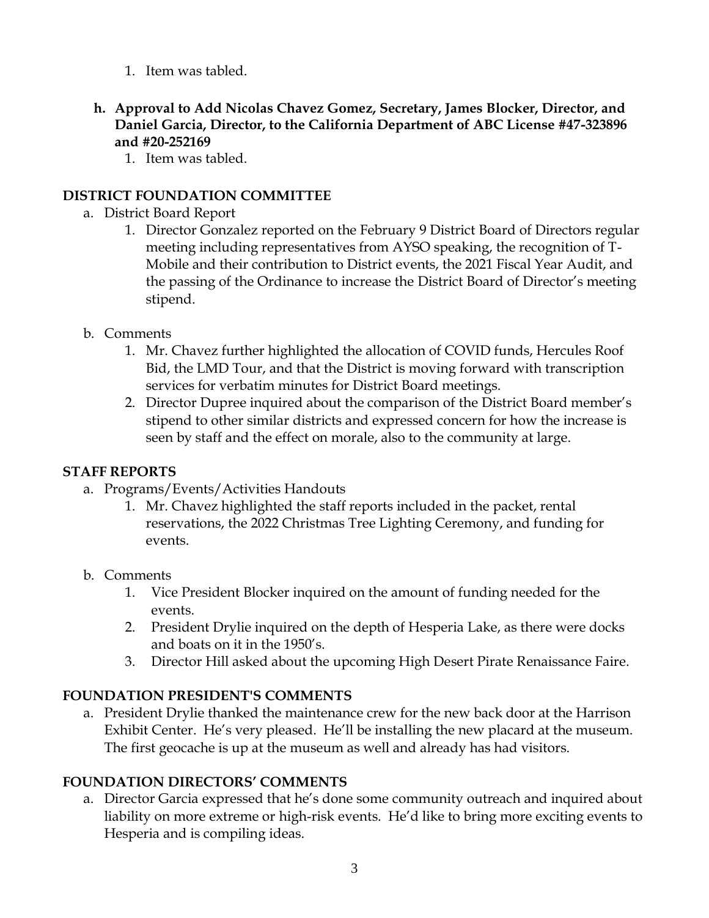1. Item was tabled.

**h. Approval to Add Nicolas Chavez Gomez, Secretary, James Blocker, Director, and Daniel Garcia, Director, to the California Department of ABC License #47-323896 and #20-252169**

1. Item was tabled.

## DISTRICT FOUNDATION COMMITTEE

a. District Board Report
   1. Director Gonzalez reported on the February 9 District Board of Directors regular meeting including representatives from AYSO speaking, the recognition of T-Mobile and their contribution to District events, the 2021 Fiscal Year Audit, and the passing of the Ordinance to increase the District Board of Director's meeting stipend.

b. Comments
   1. Mr. Chavez further highlighted the allocation of COVID funds, Hercules Roof Bid, the LMD Tour, and that the District is moving forward with transcription services for verbatim minutes for District Board meetings.
   2. Director Dupree inquired about the comparison of the District Board member's stipend to other similar districts and expressed concern for how the increase is seen by staff and the effect on morale, also to the community at large.

## STAFF REPORTS

a. Programs/Events/Activities Handouts
   1. Mr. Chavez highlighted the staff reports included in the packet, rental reservations, the 2022 Christmas Tree Lighting Ceremony, and funding for events.

b. Comments
   1. Vice President Blocker inquired on the amount of funding needed for the events.
   2. President Drylie inquired on the depth of Hesperia Lake, as there were docks and boats on it in the 1950's.
   3. Director Hill asked about the upcoming High Desert Pirate Renaissance Faire.

## FOUNDATION PRESIDENT'S COMMENTS

a. President Drylie thanked the maintenance crew for the new back door at the Harrison Exhibit Center. He's very pleased. He'll be installing the new placard at the museum. The first geocache is up at the museum as well and already has had visitors.

## FOUNDATION DIRECTORS' COMMENTS

a. Director Garcia expressed that he's done some community outreach and inquired about liability on more extreme or high-risk events. He'd like to bring more exciting events to Hesperia and is compiling ideas.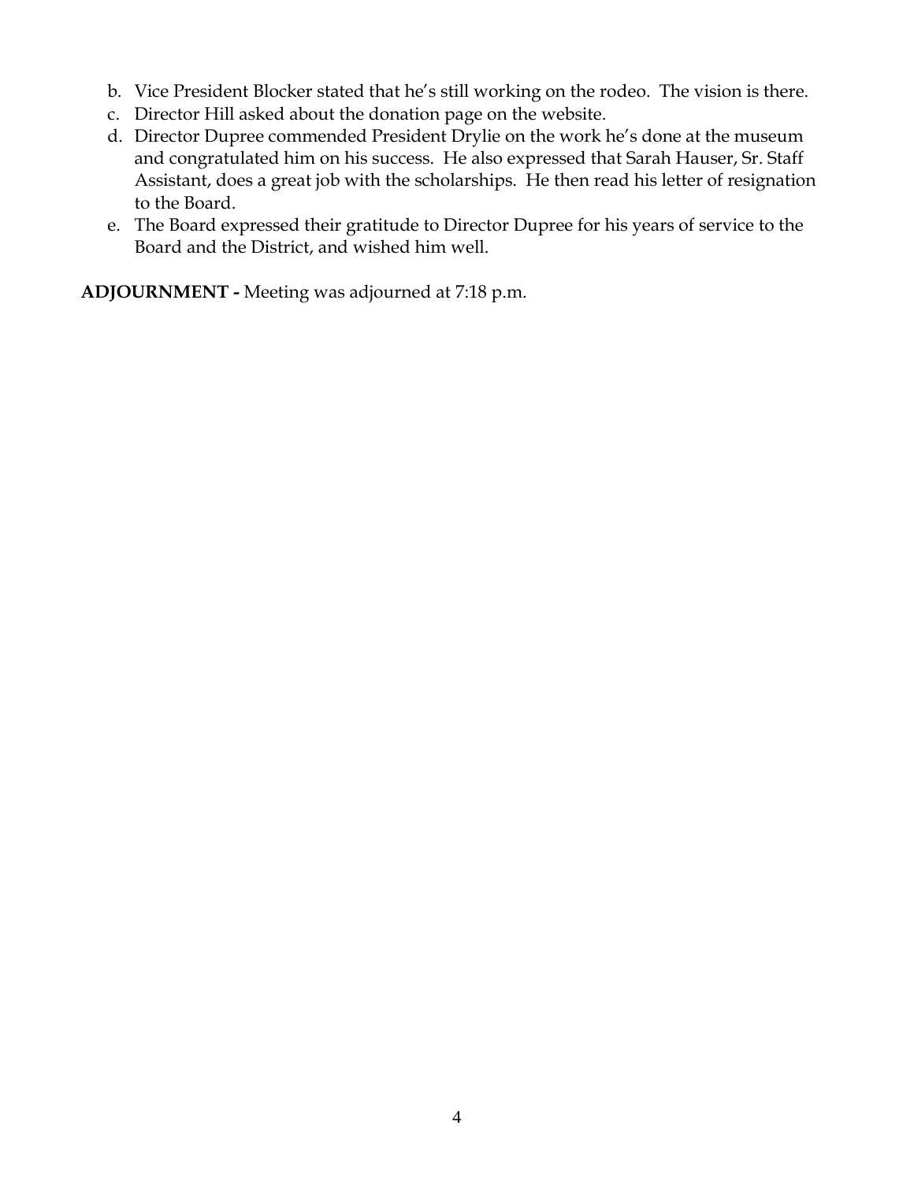b. Vice President Blocker stated that he's still working on the rodeo. The vision is there.
c. Director Hill asked about the donation page on the website.
d. Director Dupree commended President Drylie on the work he's done at the museum and congratulated him on his success. He also expressed that Sarah Hauser, Sr. Staff Assistant, does a great job with the scholarships. He then read his letter of resignation to the Board.
e. The Board expressed their gratitude to Director Dupree for his years of service to the Board and the District, and wished him well.

**ADJOURNMENT -** Meeting was adjourned at 7:18 p.m.